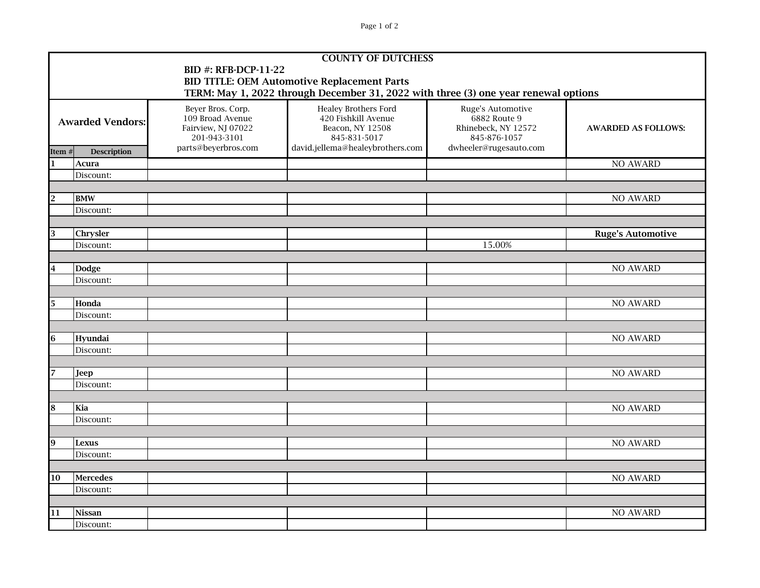**COUNTY OF DUTCHESS**

**BID #: RFB-DCP-11-22**

**BID TITLE: OEM Automotive Replacement Parts**

**TERM: May 1, 2022 through December 31, 2022 with three (3) one year renewal options**

| Awarded Vendors: | | Beyer Bros. Corp.<br>109 Broad Avenue<br>Fairview, NJ 07022<br>201-943-3101<br>parts@beyerbros.com | Healey Brothers Ford<br>420 Fishkill Avenue<br>Beacon, NY 12508<br>845-831-5017<br>david.jellema@healeybrothers.com | Ruge's Automotive<br>6882 Route 9<br>Rhinebeck, NY 12572<br>845-876-1057<br>dwheeler@rugesauto.com | AWARDED AS FOLLOWS: |
|---|---|---|---|---|---|
| **Item #** | **Description** | | | | |
| **1** | **Acura** | | | | NO AWARD |
| | Discount: | | | | |
| | | | | | |
| **2** | **BMW** | | | | NO AWARD |
| | Discount: | | | | |
| | | | | | |
| **3** | **Chrysler** | | | | **Ruge's Automotive** |
| | Discount: | | | 15.00% | |
| | | | | | |
| **4** | **Dodge** | | | | NO AWARD |
| | Discount: | | | | |
| | | | | | |
| **5** | **Honda** | | | | NO AWARD |
| | Discount: | | | | |
| | | | | | |
| **6** | **Hyundai** | | | | NO AWARD |
| | Discount: | | | | |
| | | | | | |
| **7** | **Jeep** | | | | NO AWARD |
| | Discount: | | | | |
| | | | | | |
| **8** | **Kia** | | | | NO AWARD |
| | Discount: | | | | |
| | | | | | |
| **9** | **Lexus** | | | | NO AWARD |
| | Discount: | | | | |
| | | | | | |
| **10** | **Mercedes** | | | | NO AWARD |
| | Discount: | | | | |
| | | | | | |
| **11** | **Nissan** | | | | NO AWARD |
| | Discount: | | | | |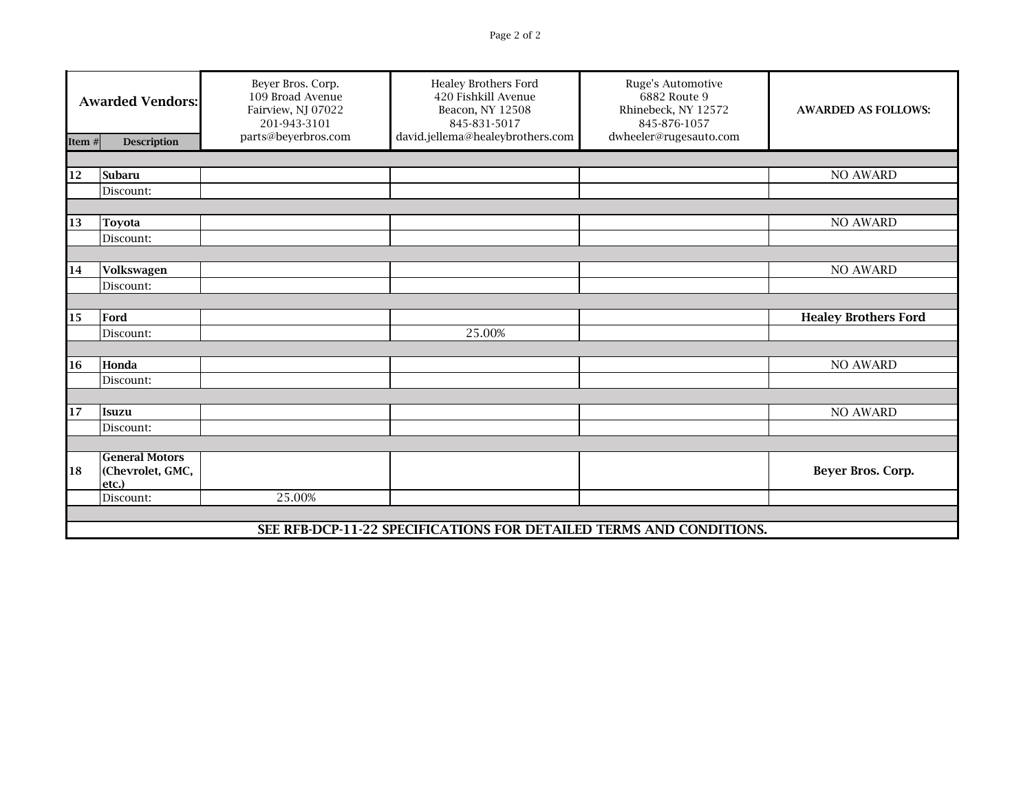| Awarded Vendors: | | Beyer Bros. Corp.<br>109 Broad Avenue<br>Fairview, NJ 07022<br>201-943-3101<br>parts@beyerbros.com | Healey Brothers Ford<br>420 Fishkill Avenue<br>Beacon, NY 12508<br>845-831-5017<br>david.jellema@healeybrothers.com | Ruge's Automotive<br>6882 Route 9<br>Rhinebeck, NY 12572<br>845-876-1057<br>dwheeler@rugesauto.com | AWARDED AS FOLLOWS: |
|---|---|---|---|---|---|
| **Item #** | **Description** | | | | |
| | | | | | |
| **12** | **Subaru** | | | | NO AWARD |
| | Discount: | | | | |
| | | | | | |
| **13** | **Toyota** | | | | NO AWARD |
| | Discount: | | | | |
| | | | | | |
| **14** | **Volkswagen** | | | | NO AWARD |
| | Discount: | | | | |
| | | | | | |
| **15** | **Ford** | | | | **Healey Brothers Ford** |
| | Discount: | | 25.00% | | |
| | | | | | |
| **16** | **Honda** | | | | NO AWARD |
| | Discount: | | | | |
| | | | | | |
| **17** | **Isuzu** | | | | NO AWARD |
| | Discount: | | | | |
| | | | | | |
| **18** | **General Motors (Chevrolet, GMC, etc.)** | | | | **Beyer Bros. Corp.** |
| | Discount: | 25.00% | | | |
| | | | | | |

**SEE RFB-DCP-11-22 SPECIFICATIONS FOR DETAILED TERMS AND CONDITIONS.**